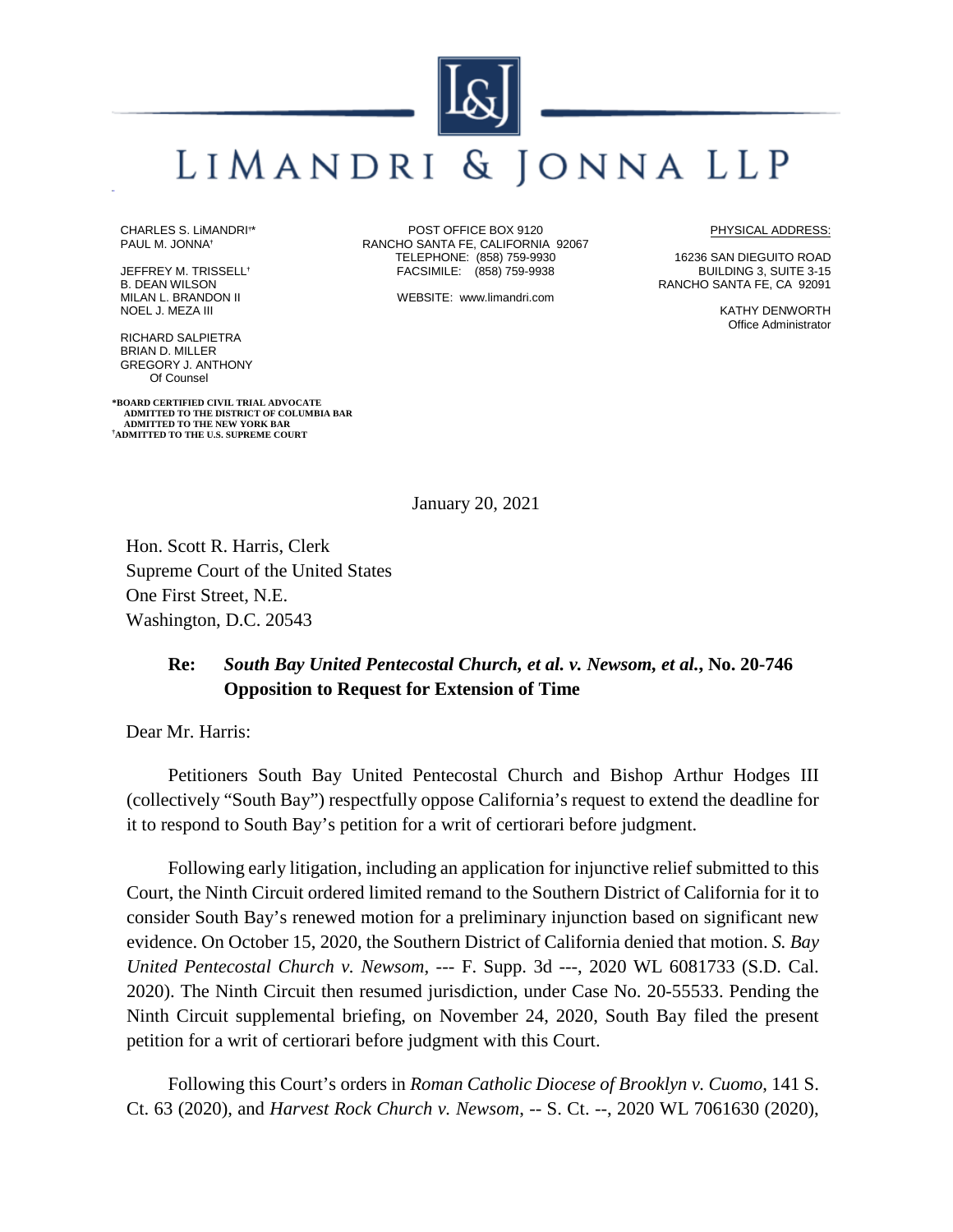# LiMANDRI & JONNA LLP

CHARLES S. LiMANDRI†*
PAUL M. JONNA†

JEFFREY M. TRISSELL†
B. DEAN WILSON
MILAN L. BRANDON II
NOEL J. MEZA III

RICHARD SALPIETRA
BRIAN D. MILLER
GREGORY J. ANTHONY
Of Counsel

*BOARD CERTIFIED CIVIL TRIAL ADVOCATE
ADMITTED TO THE DISTRICT OF COLUMBIA BAR
ADMITTED TO THE NEW YORK BAR
†ADMITTED TO THE U.S. SUPREME COURT

POST OFFICE BOX 9120
RANCHO SANTA FE, CALIFORNIA 92067
TELEPHONE: (858) 759-9930
FACSIMILE: (858) 759-9938

WEBSITE: www.limandri.com

PHYSICAL ADDRESS:

16236 SAN DIEGUITO ROAD
BUILDING 3, SUITE 3-15
RANCHO SANTA FE, CA 92091

KATHY DENWORTH
Office Administrator

January 20, 2021

Hon. Scott R. Harris, Clerk
Supreme Court of the United States
One First Street, N.E.
Washington, D.C. 20543

**Re:** ***South Bay United Pentecostal Church, et al. v. Newsom, et al.*, No. 20-746**
**Opposition to Request for Extension of Time**

Dear Mr. Harris:

Petitioners South Bay United Pentecostal Church and Bishop Arthur Hodges III (collectively "South Bay") respectfully oppose California's request to extend the deadline for it to respond to South Bay's petition for a writ of certiorari before judgment.

Following early litigation, including an application for injunctive relief submitted to this Court, the Ninth Circuit ordered limited remand to the Southern District of California for it to consider South Bay's renewed motion for a preliminary injunction based on significant new evidence. On October 15, 2020, the Southern District of California denied that motion. *S. Bay United Pentecostal Church v. Newsom*, --- F. Supp. 3d ---, 2020 WL 6081733 (S.D. Cal. 2020). The Ninth Circuit then resumed jurisdiction, under Case No. 20-55533. Pending the Ninth Circuit supplemental briefing, on November 24, 2020, South Bay filed the present petition for a writ of certiorari before judgment with this Court.

Following this Court's orders in *Roman Catholic Diocese of Brooklyn v. Cuomo*, 141 S. Ct. 63 (2020), and *Harvest Rock Church v. Newsom*, -- S. Ct. --, 2020 WL 7061630 (2020),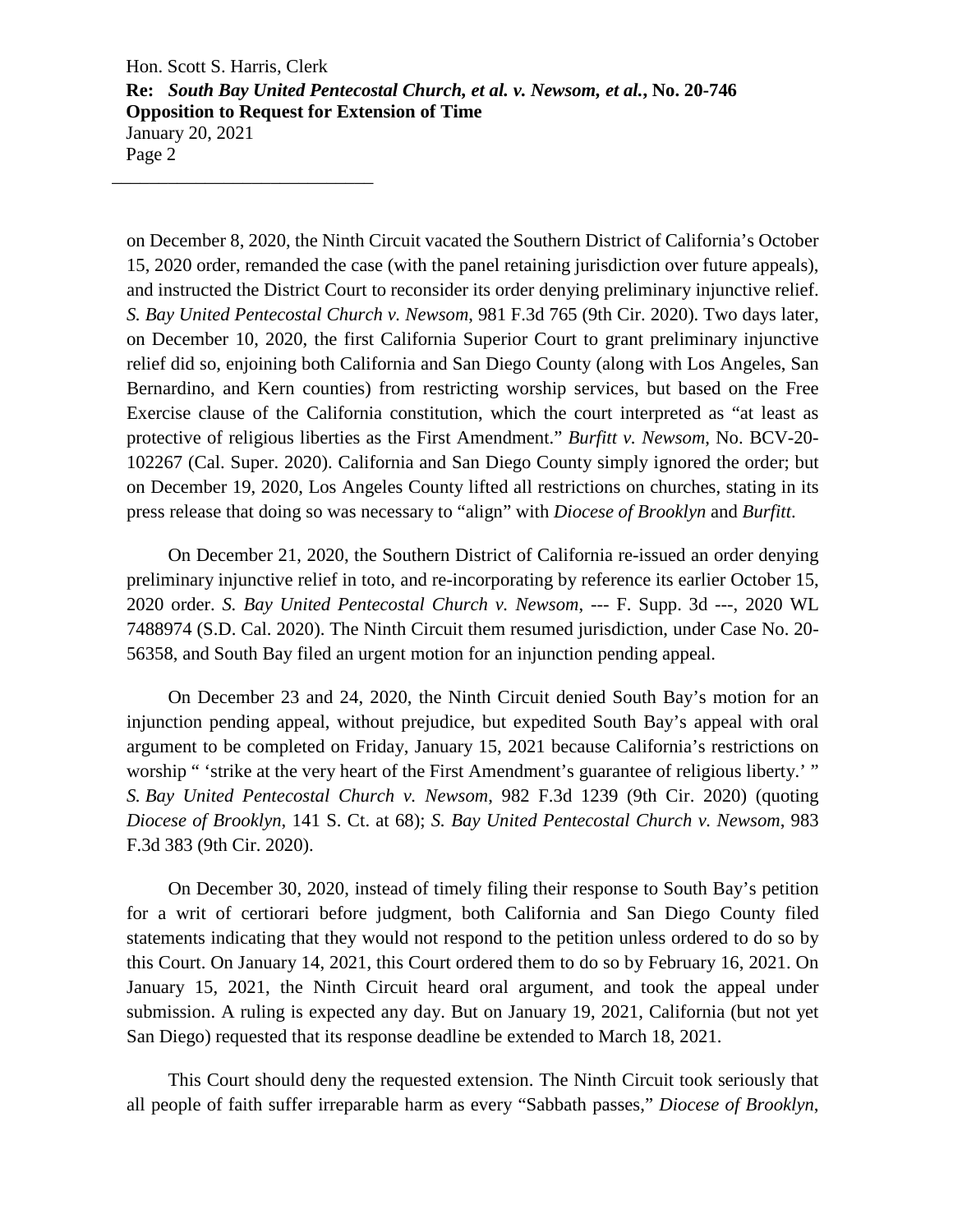on December 8, 2020, the Ninth Circuit vacated the Southern District of California's October 15, 2020 order, remanded the case (with the panel retaining jurisdiction over future appeals), and instructed the District Court to reconsider its order denying preliminary injunctive relief. *S. Bay United Pentecostal Church v. Newsom*, 981 F.3d 765 (9th Cir. 2020). Two days later, on December 10, 2020, the first California Superior Court to grant preliminary injunctive relief did so, enjoining both California and San Diego County (along with Los Angeles, San Bernardino, and Kern counties) from restricting worship services, but based on the Free Exercise clause of the California constitution, which the court interpreted as "at least as protective of religious liberties as the First Amendment." *Burfitt v. Newsom*, No. BCV-20-102267 (Cal. Super. 2020). California and San Diego County simply ignored the order; but on December 19, 2020, Los Angeles County lifted all restrictions on churches, stating in its press release that doing so was necessary to "align" with *Diocese of Brooklyn* and *Burfitt*.

On December 21, 2020, the Southern District of California re-issued an order denying preliminary injunctive relief in toto, and re-incorporating by reference its earlier October 15, 2020 order. *S. Bay United Pentecostal Church v. Newsom*, --- F. Supp. 3d ---, 2020 WL 7488974 (S.D. Cal. 2020). The Ninth Circuit them resumed jurisdiction, under Case No. 20-56358, and South Bay filed an urgent motion for an injunction pending appeal.

On December 23 and 24, 2020, the Ninth Circuit denied South Bay's motion for an injunction pending appeal, without prejudice, but expedited South Bay's appeal with oral argument to be completed on Friday, January 15, 2021 because California's restrictions on worship " 'strike at the very heart of the First Amendment's guarantee of religious liberty.' " *S. Bay United Pentecostal Church v. Newsom*, 982 F.3d 1239 (9th Cir. 2020) (quoting *Diocese of Brooklyn*, 141 S. Ct. at 68); *S. Bay United Pentecostal Church v. Newsom*, 983 F.3d 383 (9th Cir. 2020).

On December 30, 2020, instead of timely filing their response to South Bay's petition for a writ of certiorari before judgment, both California and San Diego County filed statements indicating that they would not respond to the petition unless ordered to do so by this Court. On January 14, 2021, this Court ordered them to do so by February 16, 2021. On January 15, 2021, the Ninth Circuit heard oral argument, and took the appeal under submission. A ruling is expected any day. But on January 19, 2021, California (but not yet San Diego) requested that its response deadline be extended to March 18, 2021.

This Court should deny the requested extension. The Ninth Circuit took seriously that all people of faith suffer irreparable harm as every "Sabbath passes," *Diocese of Brooklyn*,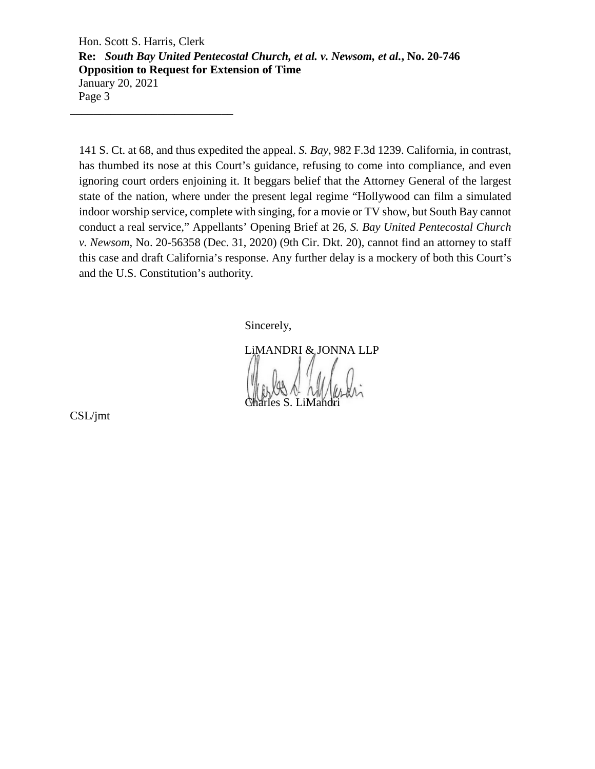141 S. Ct. at 68, and thus expedited the appeal. *S. Bay*, 982 F.3d 1239. California, in contrast, has thumbed its nose at this Court's guidance, refusing to come into compliance, and even ignoring court orders enjoining it. It beggars belief that the Attorney General of the largest state of the nation, where under the present legal regime "Hollywood can film a simulated indoor worship service, complete with singing, for a movie or TV show, but South Bay cannot conduct a real service," Appellants' Opening Brief at 26, *S. Bay United Pentecostal Church v. Newsom*, No. 20-56358 (Dec. 31, 2020) (9th Cir. Dkt. 20), cannot find an attorney to staff this case and draft California's response. Any further delay is a mockery of both this Court's and the U.S. Constitution's authority.

Sincerely,

LiMANDRI & JONNA LLP

Charles S. LiMandri

CSL/jmt